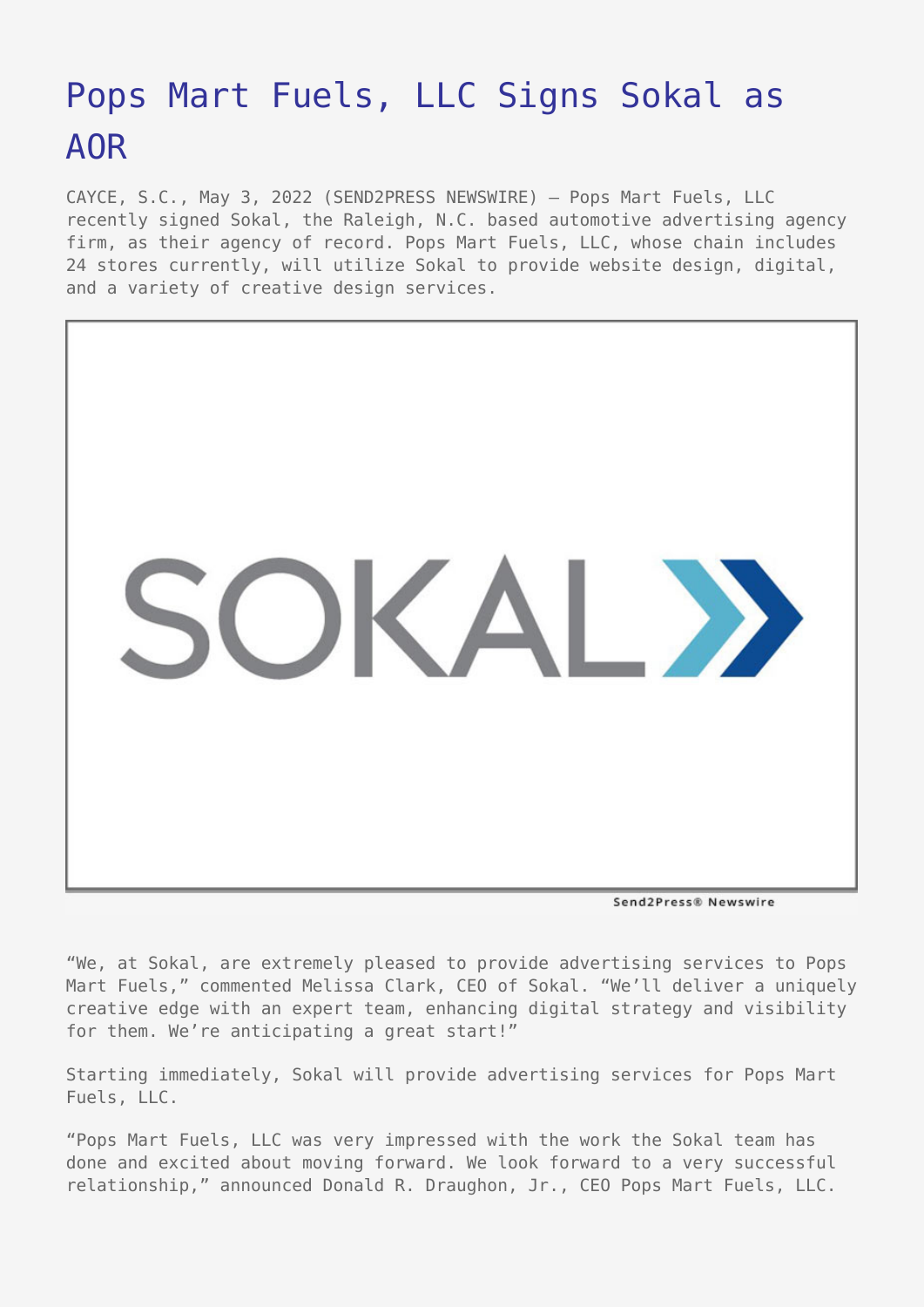# Pops Mart Fuels, LLC Signs Sokal as AOR

CAYCE, S.C., May 3, 2022 (SEND2PRESS NEWSWIRE) — Pops Mart Fuels, LLC recently signed Sokal, the Raleigh, N.C. based automotive advertising agency firm, as their agency of record. Pops Mart Fuels, LLC, whose chain includes 24 stores currently, will utilize Sokal to provide website design, digital, and a variety of creative design services.

"We, at Sokal, are extremely pleased to provide advertising services to Pops Mart Fuels," commented Melissa Clark, CEO of Sokal. "We'll deliver a uniquely creative edge with an expert team, enhancing digital strategy and visibility for them. We're anticipating a great start!"

Starting immediately, Sokal will provide advertising services for Pops Mart Fuels, LLC.

"Pops Mart Fuels, LLC was very impressed with the work the Sokal team has done and excited about moving forward. We look forward to a very successful relationship," announced Donald R. Draughon, Jr., CEO Pops Mart Fuels, LLC.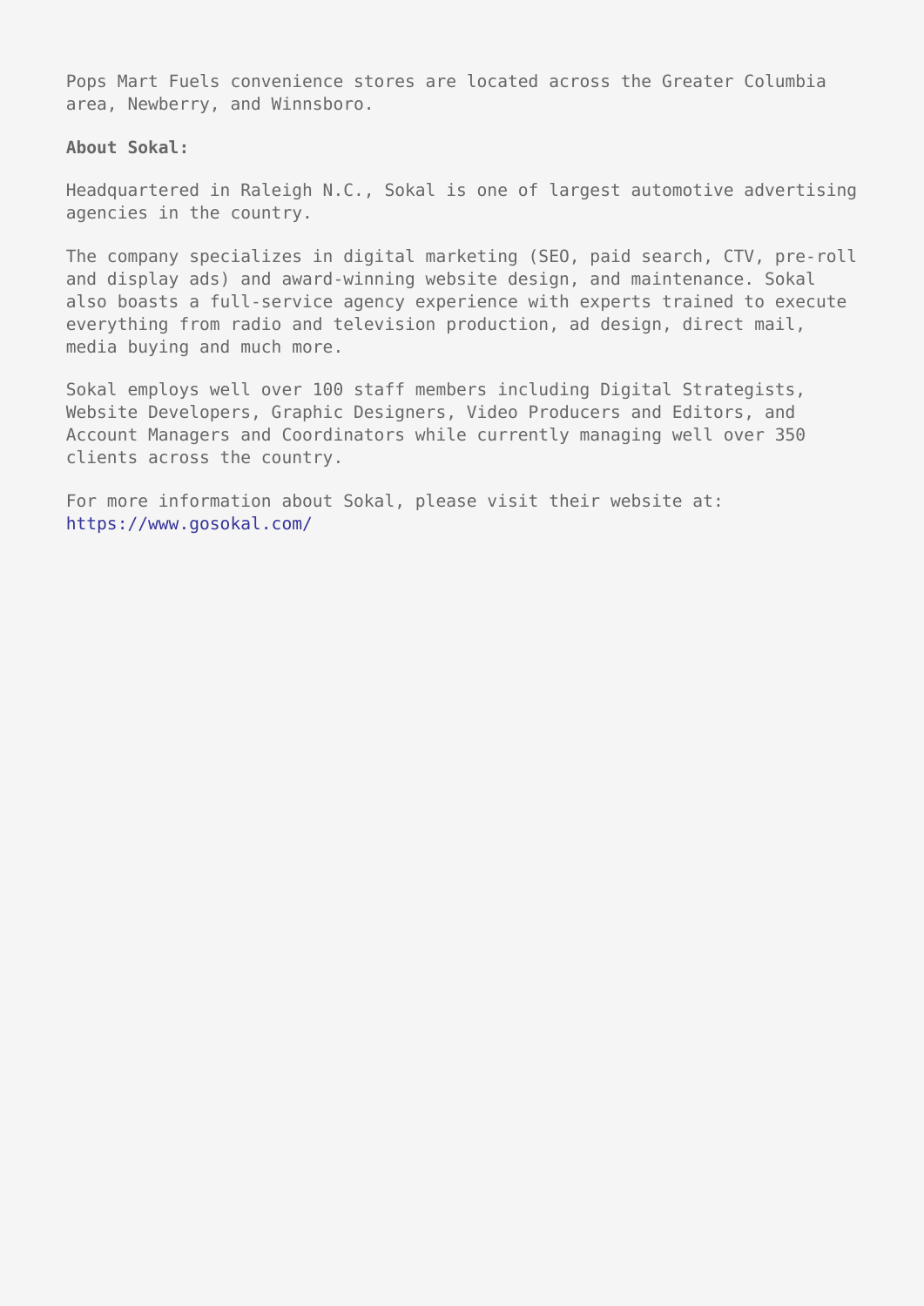Pops Mart Fuels convenience stores are located across the Greater Columbia area, Newberry, and Winnsboro.

**About Sokal:**

Headquartered in Raleigh N.C., Sokal is one of largest automotive advertising agencies in the country.

The company specializes in digital marketing (SEO, paid search, CTV, pre-roll and display ads) and award-winning website design, and maintenance. Sokal also boasts a full-service agency experience with experts trained to execute everything from radio and television production, ad design, direct mail, media buying and much more.

Sokal employs well over 100 staff members including Digital Strategists, Website Developers, Graphic Designers, Video Producers and Editors, and Account Managers and Coordinators while currently managing well over 350 clients across the country.

For more information about Sokal, please visit their website at: https://www.gosokal.com/